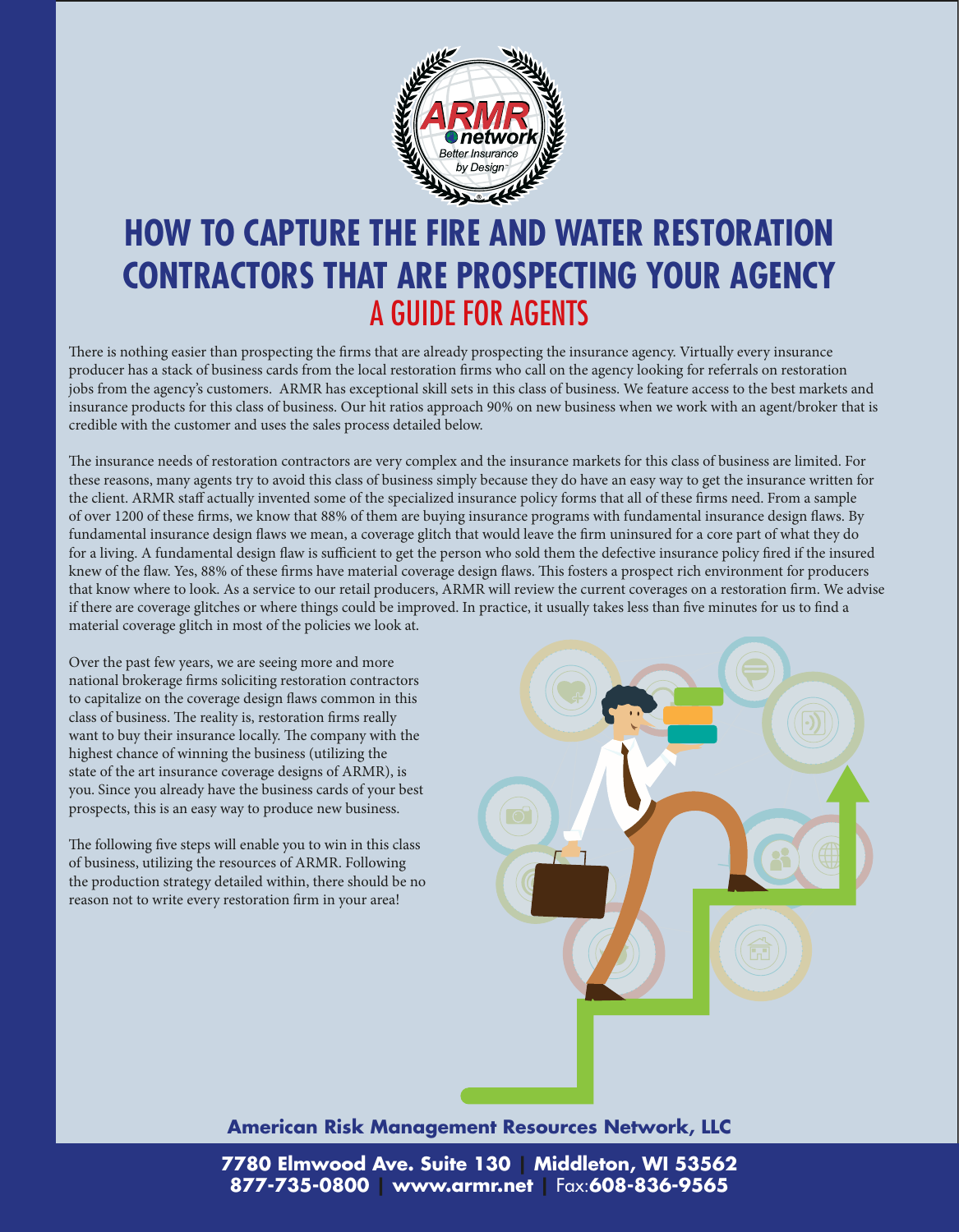# HOW TO CAPTURE THE FIRE AND WATER RESTORATION CONTRACTORS THAT ARE PROSPECTING YOUR AGENCY

## A GUIDE FOR AGENTS

There is nothing easier than prospecting the firms that are already prospecting the insurance agency. Virtually every insurance producer has a stack of business cards from the local restoration firms who call on the agency looking for referrals on restoration jobs from the agency's customers.  ARMR has exceptional skill sets in this class of business. We feature access to the best markets and insurance products for this class of business. Our hit ratios approach 90% on new business when we work with an agent/broker that is credible with the customer and uses the sales process detailed below.

The insurance needs of restoration contractors are very complex and the insurance markets for this class of business are limited. For these reasons, many agents try to avoid this class of business simply because they do have an easy way to get the insurance written for the client. ARMR staff actually invented some of the specialized insurance policy forms that all of these firms need. From a sample of over 1200 of these firms, we know that 88% of them are buying insurance programs with fundamental insurance design flaws. By fundamental insurance design flaws we mean, a coverage glitch that would leave the firm uninsured for a core part of what they do for a living. A fundamental design flaw is sufficient to get the person who sold them the defective insurance policy fired if the insured knew of the flaw. Yes, 88% of these firms have material coverage design flaws. This fosters a prospect rich environment for producers that know where to look. As a service to our retail producers, ARMR will review the current coverages on a restoration firm. We advise if there are coverage glitches or where things could be improved. In practice, it usually takes less than five minutes for us to find a material coverage glitch in most of the policies we look at.

Over the past few years, we are seeing more and more national brokerage firms soliciting restoration contractors to capitalize on the coverage design flaws common in this class of business. The reality is, restoration firms really want to buy their insurance locally. The company with the highest chance of winning the business (utilizing the state of the art insurance coverage designs of ARMR), is you. Since you already have the business cards of your best prospects, this is an easy way to produce new business.

The following five steps will enable you to win in this class of business, utilizing the resources of ARMR. Following the production strategy detailed within, there should be no reason not to write every restoration firm in your area!

**American Risk Management Resources Network, LLC**

**7780 Elmwood Ave. Suite 130 | Middleton, WI 53562**
**877-735-0800 | www.armr.net** | Fax:**608-836-9565**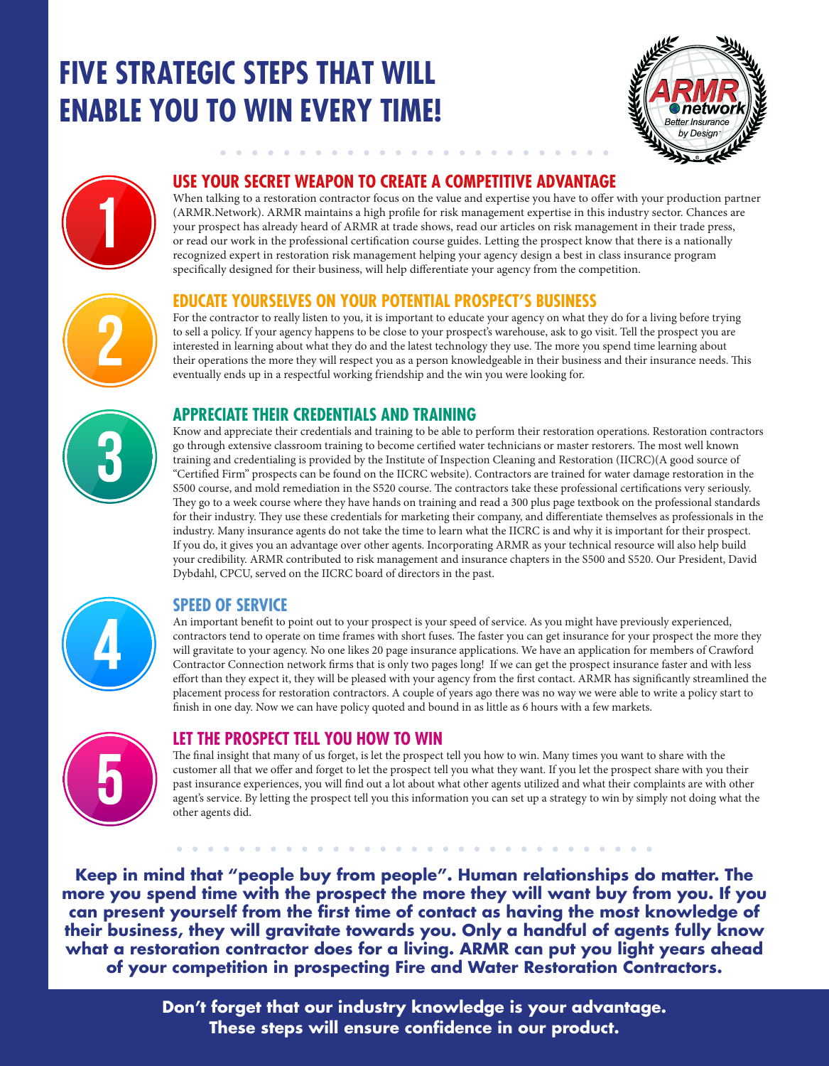# FIVE STRATEGIC STEPS THAT WILL ENABLE YOU TO WIN EVERY TIME!

## 1 USE YOUR SECRET WEAPON TO CREATE A COMPETITIVE ADVANTAGE

When talking to a restoration contractor focus on the value and expertise you have to offer with your production partner (ARMR.Network). ARMR maintains a high profile for risk management expertise in this industry sector. Chances are your prospect has already heard of ARMR at trade shows, read our articles on risk management in their trade press, or read our work in the professional certification course guides. Letting the prospect know that there is a nationally recognized expert in restoration risk management helping your agency design a best in class insurance program specifically designed for their business, will help differentiate your agency from the competition.

## 2 EDUCATE YOURSELVES ON YOUR POTENTIAL PROSPECT'S BUSINESS

For the contractor to really listen to you, it is important to educate your agency on what they do for a living before trying to sell a policy. If your agency happens to be close to your prospect's warehouse, ask to go visit. Tell the prospect you are interested in learning about what they do and the latest technology they use. The more you spend time learning about their operations the more they will respect you as a person knowledgeable in their business and their insurance needs. This eventually ends up in a respectful working friendship and the win you were looking for.

## 3 APPRECIATE THEIR CREDENTIALS AND TRAINING

Know and appreciate their credentials and training to be able to perform their restoration operations. Restoration contractors go through extensive classroom training to become certified water technicians or master restorers. The most well known training and credentialing is provided by the Institute of Inspection Cleaning and Restoration (IICRC)(A good source of "Certified Firm" prospects can be found on the IICRC website). Contractors are trained for water damage restoration in the S500 course, and mold remediation in the S520 course. The contractors take these professional certifications very seriously. They go to a week course where they have hands on training and read a 300 plus page textbook on the professional standards for their industry. They use these credentials for marketing their company, and differentiate themselves as professionals in the industry. Many insurance agents do not take the time to learn what the IICRC is and why it is important for their prospect. If you do, it gives you an advantage over other agents. Incorporating ARMR as your technical resource will also help build your credibility. ARMR contributed to risk management and insurance chapters in the S500 and S520. Our President, David Dybdahl, CPCU, served on the IICRC board of directors in the past.

## 4 SPEED OF SERVICE

An important benefit to point out to your prospect is your speed of service. As you might have previously experienced, contractors tend to operate on time frames with short fuses. The faster you can get insurance for your prospect the more they will gravitate to your agency. No one likes 20 page insurance applications. We have an application for members of Crawford Contractor Connection network firms that is only two pages long! If we can get the prospect insurance faster and with less effort than they expect it, they will be pleased with your agency from the first contact. ARMR has significantly streamlined the placement process for restoration contractors. A couple of years ago there was no way we were able to write a policy start to finish in one day. Now we can have policy quoted and bound in as little as 6 hours with a few markets.

## 5 LET THE PROSPECT TELL YOU HOW TO WIN

The final insight that many of us forget, is let the prospect tell you how to win. Many times you want to share with the customer all that we offer and forget to let the prospect tell you what they want. If you let the prospect share with you their past insurance experiences, you will find out a lot about what other agents utilized and what their complaints are with other agent's service. By letting the prospect tell you this information you can set up a strategy to win by simply not doing what the other agents did.

**Keep in mind that "people buy from people". Human relationships do matter. The more you spend time with the prospect the more they will want buy from you. If you can present yourself from the first time of contact as having the most knowledge of their business, they will gravitate towards you. Only a handful of agents fully know what a restoration contractor does for a living. ARMR can put you light years ahead of your competition in prospecting Fire and Water Restoration Contractors.**

**Don't forget that our industry knowledge is your advantage. These steps will ensure confidence in our product.**